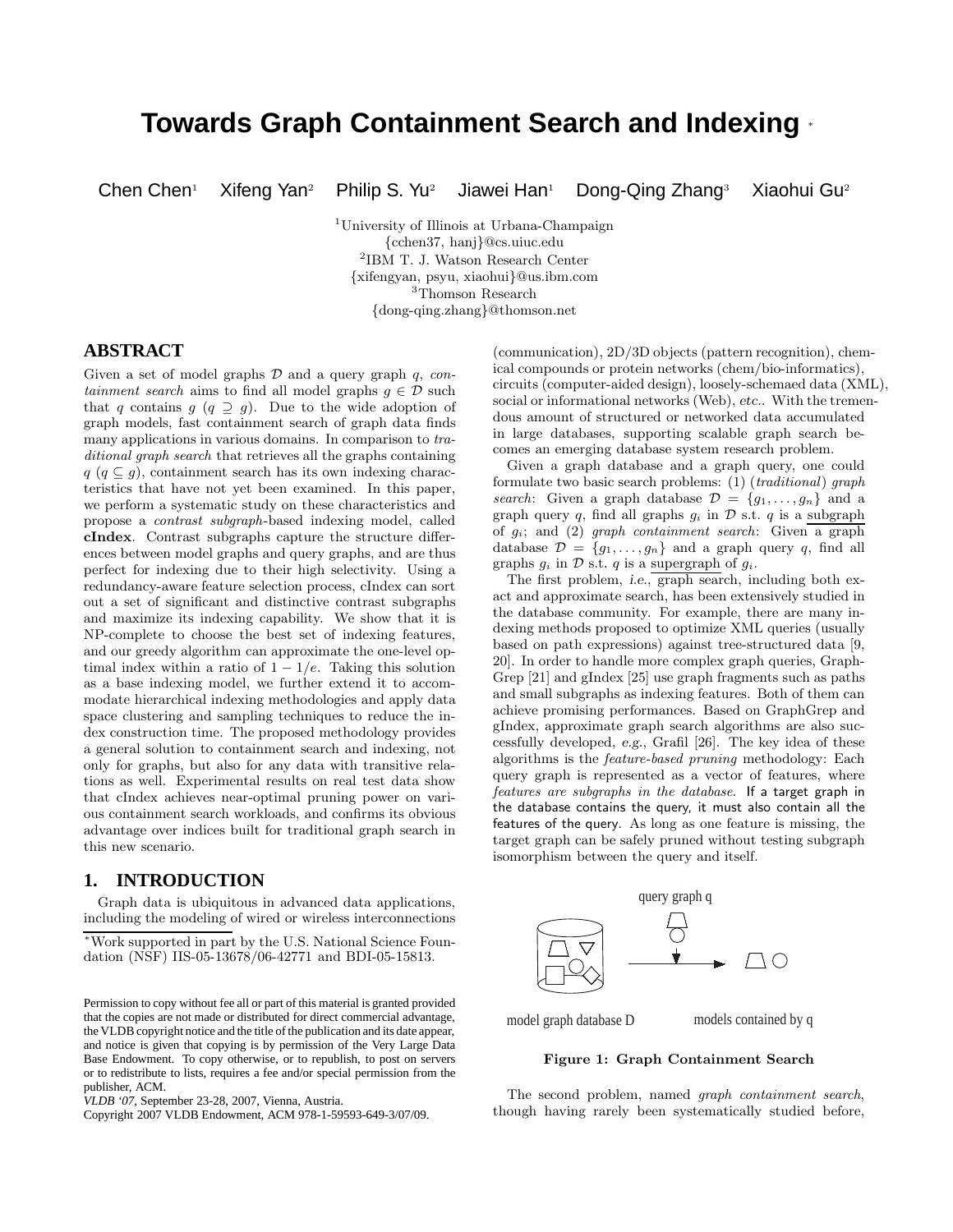# Towards Graph Containment Search and Indexing *

Chen Chen[1] Xifeng Yan[2] Philip S. Yu[2] Jiawei Han[1] Dong-Qing Zhang[3] Xiaohui Gu[2]

[1]University of Illinois at Urbana-Champaign
{cchen37, hanj}@cs.uiuc.edu
[2]IBM T. J. Watson Research Center
{xifengyan, psyu, xiaohui}@us.ibm.com
[3]Thomson Research
{dong-qing.zhang}@thomson.net

## ABSTRACT

Given a set of model graphs $\mathcal{D}$ and a query graph $q$, *containment search* aims to find all model graphs $g \in \mathcal{D}$ such that $q$ contains $g$ ($q \supseteq g$). Due to the wide adoption of graph models, fast containment search of graph data finds many applications in various domains. In comparison to *traditional graph search* that retrieves all the graphs containing $q$ ($q \subseteq g$), containment search has its own indexing characteristics that have not yet been examined. In this paper, we perform a systematic study on these characteristics and propose a *contrast subgraph*-based indexing model, called **cIndex**. Contrast subgraphs capture the structure differences between model graphs and query graphs, and are thus perfect for indexing due to their high selectivity. Using a redundancy-aware feature selection process, cIndex can sort out a set of significant and distinctive contrast subgraphs and maximize its indexing capability. We show that it is NP-complete to choose the best set of indexing features, and our greedy algorithm can approximate the one-level optimal index within a ratio of $1 - 1/e$. Taking this solution as a base indexing model, we further extend it to accommodate hierarchical indexing methodologies and apply data space clustering and sampling techniques to reduce the index construction time. The proposed methodology provides a general solution to containment search and indexing, not only for graphs, but also for any data with transitive relations as well. Experimental results on real test data show that cIndex achieves near-optimal pruning power on various containment search workloads, and confirms its obvious advantage over indices built for traditional graph search in this new scenario.

## 1. INTRODUCTION

Graph data is ubiquitous in advanced data applications, including the modeling of wired or wireless interconnections (communication), 2D/3D objects (pattern recognition), chemical compounds or protein networks (chem/bio-informatics), circuits (computer-aided design), loosely-schemaed data (XML), social or informational networks (Web), *etc.*. With the tremendous amount of structured or networked data accumulated in large databases, supporting scalable graph search becomes an emerging database system research problem.

Given a graph database and a graph query, one could formulate two basic search problems: (1) (*traditional*) *graph search*: Given a graph database $\mathcal{D} = \{g_1, \ldots, g_n\}$ and a graph query $q$, find all graphs $g_i$ in $\mathcal{D}$ s.t. $q$ is a subgraph of $g_i$; and (2) *graph containment search*: Given a graph database $\mathcal{D} = \{g_1, \ldots, g_n\}$ and a graph query $q$, find all graphs $g_i$ in $\mathcal{D}$ s.t. $q$ is a supergraph of $g_i$.

The first problem, *i.e.*, graph search, including both exact and approximate search, has been extensively studied in the database community. For example, there are many indexing methods proposed to optimize XML queries (usually based on path expressions) against tree-structured data [9, 20]. In order to handle more complex graph queries, GraphGrep [21] and gIndex [25] use graph fragments such as paths and small subgraphs as indexing features. Both of them can achieve promising performances. Based on GraphGrep and gIndex, approximate graph search algorithms are also successfully developed, *e.g.*, Grafil [26]. The key idea of these algorithms is the *feature-based pruning* methodology: Each query graph is represented as a vector of features, where *features are subgraphs in the database*. If a target graph in the database contains the query, it must also contain all the features of the query. As long as one feature is missing, the target graph can be safely pruned without testing subgraph isomorphism between the query and itself.

query graph q

model graph database D

models contained by q

**Figure 1: Graph Containment Search**

The second problem, named *graph containment search*, though having rarely been systematically studied before,

---

*Work supported in part by the U.S. National Science Foundation (NSF) IIS-05-13678/06-42771 and BDI-05-15813.

Permission to copy without fee all or part of this material is granted provided that the copies are not made or distributed for direct commercial advantage, the VLDB copyright notice and the title of the publication and its date appear, and notice is given that copying is by permission of the Very Large Data Base Endowment. To copy otherwise, or to republish, to post on servers or to redistribute to lists, requires a fee and/or special permission from the publisher, ACM.
*VLDB '07*, September 23-28, 2007, Vienna, Austria.
Copyright 2007 VLDB Endowment, ACM 978-1-59593-649-3/07/09.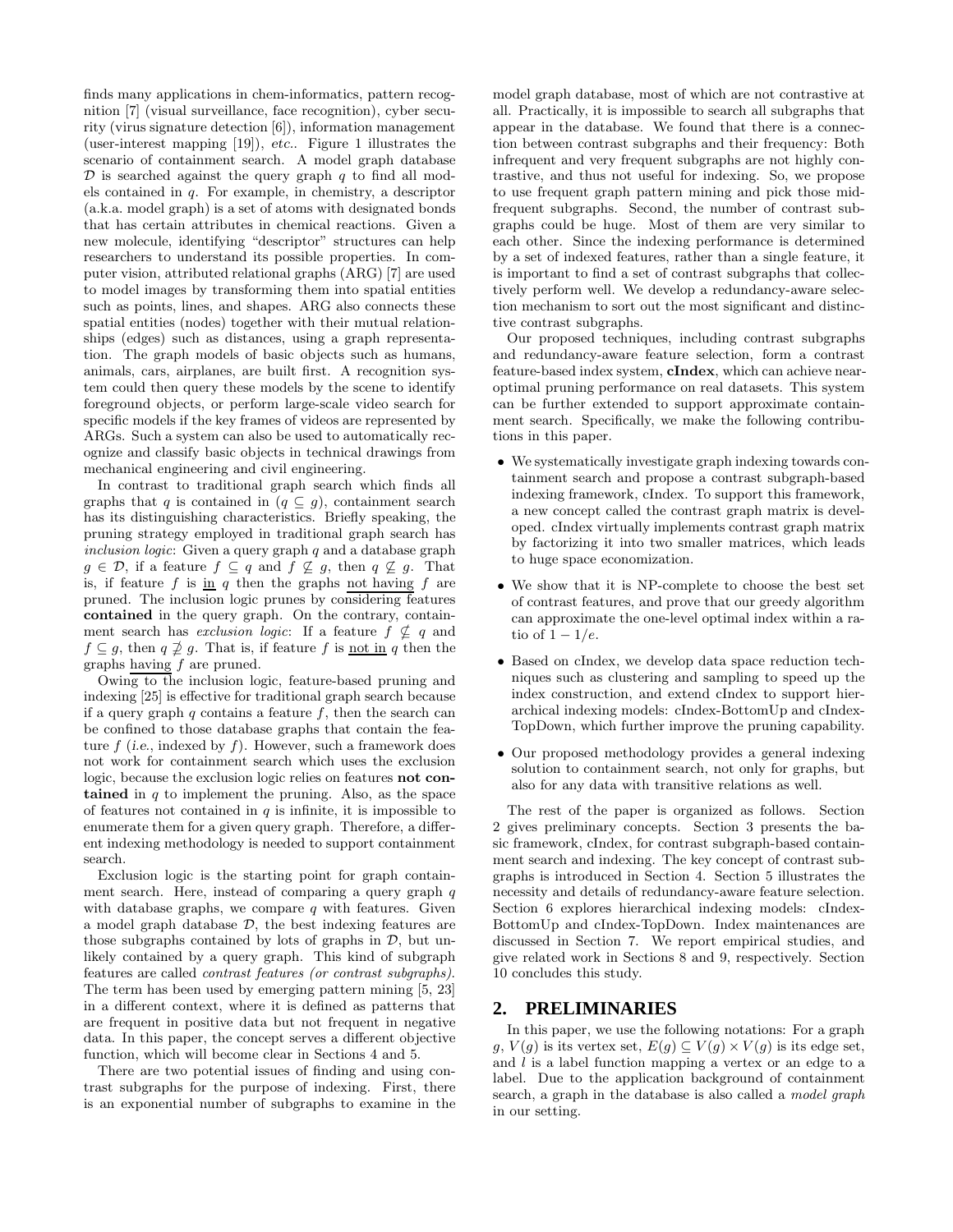finds many applications in chem-informatics, pattern recognition [7] (visual surveillance, face recognition), cyber security (virus signature detection [6]), information management (user-interest mapping [19]), *etc.*. Figure 1 illustrates the scenario of containment search. A model graph database $\mathcal{D}$ is searched against the query graph $q$ to find all models contained in $q$. For example, in chemistry, a descriptor (a.k.a. model graph) is a set of atoms with designated bonds that has certain attributes in chemical reactions. Given a new molecule, identifying "descriptor" structures can help researchers to understand its possible properties. In computer vision, attributed relational graphs (ARG) [7] are used to model images by transforming them into spatial entities such as points, lines, and shapes. ARG also connects these spatial entities (nodes) together with their mutual relationships (edges) such as distances, using a graph representation. The graph models of basic objects such as humans, animals, cars, airplanes, are built first. A recognition system could then query these models by the scene to identify foreground objects, or perform large-scale video search for specific models if the key frames of videos are represented by ARGs. Such a system can also be used to automatically recognize and classify basic objects in technical drawings from mechanical engineering and civil engineering.

In contrast to traditional graph search which finds all graphs that $q$ is contained in ($q \subseteq g$), containment search has its distinguishing characteristics. Briefly speaking, the pruning strategy employed in traditional graph search has *inclusion logic*: Given a query graph $q$ and a database graph $g \in \mathcal{D}$, if a feature $f \subseteq q$ and $f \not\subseteq g$, then $q \not\subseteq g$. That is, if feature $f$ is in $q$ then the graphs not having $f$ are pruned. The inclusion logic prunes by considering features **contained** in the query graph. On the contrary, containment search has *exclusion logic*: If a feature $f \not\subseteq q$ and $f \subseteq g$, then $q \not\supseteq g$. That is, if feature $f$ is not in $q$ then the graphs having $f$ are pruned.

Owing to the inclusion logic, feature-based pruning and indexing [25] is effective for traditional graph search because if a query graph $q$ contains a feature $f$, then the search can be confined to those database graphs that contain the feature $f$ (*i.e.*, indexed by $f$). However, such a framework does not work for containment search which uses the exclusion logic, because the exclusion logic relies on features **not contained** in $q$ to implement the pruning. Also, as the space of features not contained in $q$ is infinite, it is impossible to enumerate them for a given query graph. Therefore, a different indexing methodology is needed to support containment search.

Exclusion logic is the starting point for graph containment search. Here, instead of comparing a query graph $q$ with database graphs, we compare $q$ with features. Given a model graph database $\mathcal{D}$, the best indexing features are those subgraphs contained by lots of graphs in $\mathcal{D}$, but unlikely contained by a query graph. This kind of subgraph features are called *contrast features (or contrast subgraphs)*. The term has been used by emerging pattern mining [5, 23] in a different context, where it is defined as patterns that are frequent in positive data but not frequent in negative data. In this paper, the concept serves a different objective function, which will become clear in Sections 4 and 5.

There are two potential issues of finding and using contrast subgraphs for the purpose of indexing. First, there is an exponential number of subgraphs to examine in the model graph database, most of which are not contrastive at all. Practically, it is impossible to search all subgraphs that appear in the database. We found that there is a connection between contrast subgraphs and their frequency: Both infrequent and very frequent subgraphs are not highly contrastive, and thus not useful for indexing. So, we propose to use frequent graph pattern mining and pick those mid-frequent subgraphs. Second, the number of contrast subgraphs could be huge. Most of them are very similar to each other. Since the indexing performance is determined by a set of indexed features, rather than a single feature, it is important to find a set of contrast subgraphs that collectively perform well. We develop a redundancy-aware selection mechanism to sort out the most significant and distinctive contrast subgraphs.

Our proposed techniques, including contrast subgraphs and redundancy-aware feature selection, form a contrast feature-based index system, **cIndex**, which can achieve near-optimal pruning performance on real datasets. This system can be further extended to support approximate containment search. Specifically, we make the following contributions in this paper.

- We systematically investigate graph indexing towards containment search and propose a contrast subgraph-based indexing framework, cIndex. To support this framework, a new concept called the contrast graph matrix is developed. cIndex virtually implements contrast graph matrix by factorizing it into two smaller matrices, which leads to huge space economization.
- We show that it is NP-complete to choose the best set of contrast features, and prove that our greedy algorithm can approximate the one-level optimal index within a ratio of $1 - 1/e$.
- Based on cIndex, we develop data space reduction techniques such as clustering and sampling to speed up the index construction, and extend cIndex to support hierarchical indexing models: cIndex-BottomUp and cIndex-TopDown, which further improve the pruning capability.
- Our proposed methodology provides a general indexing solution to containment search, not only for graphs, but also for any data with transitive relations as well.

The rest of the paper is organized as follows. Section 2 gives preliminary concepts. Section 3 presents the basic framework, cIndex, for contrast subgraph-based containment search and indexing. The key concept of contrast subgraphs is introduced in Section 4. Section 5 illustrates the necessity and details of redundancy-aware feature selection. Section 6 explores hierarchical indexing models: cIndex-BottomUp and cIndex-TopDown. Index maintenances are discussed in Section 7. We report empirical studies, and give related work in Sections 8 and 9, respectively. Section 10 concludes this study.

## 2. PRELIMINARIES

In this paper, we use the following notations: For a graph $g$, $V(g)$ is its vertex set, $E(g) \subseteq V(g) \times V(g)$ is its edge set, and $l$ is a label function mapping a vertex or an edge to a label. Due to the application background of containment search, a graph in the database is also called a *model graph* in our setting.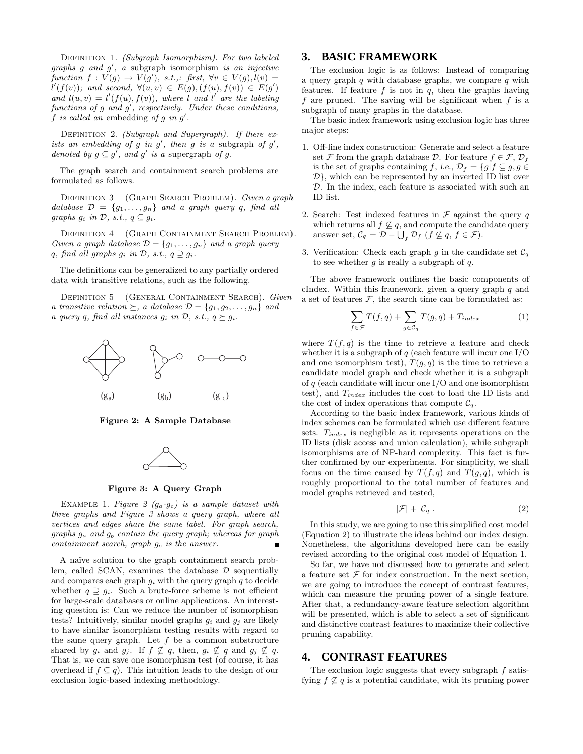DEFINITION 1. *(Subgraph Isomorphism). For two labeled graphs $g$ and $g'$, a* subgraph isomorphism *is an injective function $f : V(g) \rightarrow V(g')$, s.t.,: first, $\forall v \in V(g), l(v) = l'(f(v))$; and second, $\forall (u,v) \in E(g), (f(u), f(v)) \in E(g')$ and $l(u,v) = l'(f(u), f(v))$, where $l$ and $l'$ are the labeling functions of $g$ and $g'$, respectively. Under these conditions, $f$ is called an* embedding *of $g$ in $g'$.*

DEFINITION 2. *(Subgraph and Supergraph). If there exists an embedding of $g$ in $g'$, then $g$ is a* subgraph *of $g'$, denoted by $g \subseteq g'$, and $g'$ is a* supergraph *of $g$.*

The graph search and containment search problems are formulated as follows.

DEFINITION 3 (GRAPH SEARCH PROBLEM). *Given a graph database $\mathcal{D} = \{g_1, \ldots, g_n\}$ and a graph query $q$, find all graphs $g_i$ in $\mathcal{D}$, s.t., $q \subseteq g_i$.*

DEFINITION 4 (GRAPH CONTAINMENT SEARCH PROBLEM). *Given a graph database $\mathcal{D} = \{g_1, \ldots, g_n\}$ and a graph query $q$, find all graphs $g_i$ in $\mathcal{D}$, s.t., $q \supseteq g_i$.*

The definitions can be generalized to any partially ordered data with transitive relations, such as the following.

DEFINITION 5 (GENERAL CONTAINMENT SEARCH). *Given a transitive relation $\succeq$, a database $\mathcal{D} = \{g_1, g_2, \ldots, g_n\}$ and a query $q$, find all instances $g_i$ in $\mathcal{D}$, s.t., $q \succeq g_i$.*

($g_a$) ($g_b$) ($g_c$)

**Figure 2: A Sample Database**

**Figure 3: A Query Graph**

EXAMPLE 1. *Figure 2 ($g_a$-$g_c$) is a sample dataset with three graphs and Figure 3 shows a query graph, where all vertices and edges share the same label. For graph search, graphs $g_a$ and $g_b$ contain the query graph; whereas for graph containment search, graph $g_c$ is the answer.* ■

A naïve solution to the graph containment search problem, called SCAN, examines the database $\mathcal{D}$ sequentially and compares each graph $g_i$ with the query graph $q$ to decide whether $q \supseteq g_i$. Such a brute-force scheme is not efficient for large-scale databases or online applications. An interesting question is: Can we reduce the number of isomorphism tests? Intuitively, similar model graphs $g_i$ and $g_j$ are likely to have similar isomorphism testing results with regard to the same query graph. Let $f$ be a common substructure shared by $g_i$ and $g_j$. If $f \not\subseteq q$, then, $g_i \not\subseteq q$ and $g_j \not\subseteq q$. That is, we can save one isomorphism test (of course, it has overhead if $f \subseteq q$). This intuition leads to the design of our exclusion logic-based indexing methodology.

# 3. BASIC FRAMEWORK

The exclusion logic is as follows: Instead of comparing a query graph $q$ with database graphs, we compare $q$ with features. If feature $f$ is not in $q$, then the graphs having $f$ are pruned. The saving will be significant when $f$ is a subgraph of many graphs in the database.

The basic index framework using exclusion logic has three major steps:

1. Off-line index construction: Generate and select a feature set $\mathcal{F}$ from the graph database $\mathcal{D}$. For feature $f \in \mathcal{F}$, $\mathcal{D}_f$ is the set of graphs containing $f$, i.e., $\mathcal{D}_f = \{g | f \subseteq g, g \in \mathcal{D}\}$, which can be represented by an inverted ID list over $\mathcal{D}$. In the index, each feature is associated with such an ID list.

2. Search: Test indexed features in $\mathcal{F}$ against the query $q$ which returns all $f \not\subseteq q$, and compute the candidate query answer set, $\mathcal{C}_q = \mathcal{D} - \bigcup_f \mathcal{D}_f$ ($f \not\subseteq q$, $f \in \mathcal{F}$).

3. Verification: Check each graph $g$ in the candidate set $\mathcal{C}_q$ to see whether $g$ is really a subgraph of $q$.

The above framework outlines the basic components of cIndex. Within this framework, given a query graph $q$ and a set of features $\mathcal{F}$, the search time can be formulated as:

$$\sum_{f \in \mathcal{F}} T(f, q) + \sum_{g \in \mathcal{C}_q} T(g, q) + T_{index} \qquad (1)$$

where $T(f, q)$ is the time to retrieve a feature and check whether it is a subgraph of $q$ (each feature will incur one I/O and one isomorphism test), $T(g, q)$ is the time to retrieve a candidate model graph and check whether it is a subgraph of $q$ (each candidate will incur one I/O and one isomorphism test), and $T_{index}$ includes the cost to load the ID lists and the cost of index operations that compute $\mathcal{C}_q$.

According to the basic index framework, various kinds of index schemes can be formulated which use different feature sets. $T_{index}$ is negligible as it represents operations on the ID lists (disk access and union calculation), while subgraph isomorphisms are of NP-hard complexity. This fact is further confirmed by our experiments. For simplicity, we shall focus on the time caused by $T(f, q)$ and $T(g, q)$, which is roughly proportional to the total number of features and model graphs retrieved and tested,

$$|\mathcal{F}| + |\mathcal{C}_q|. \qquad (2)$$

In this study, we are going to use this simplified cost model (Equation 2) to illustrate the ideas behind our index design. Nonetheless, the algorithms developed here can be easily revised according to the original cost model of Equation 1.

So far, we have not discussed how to generate and select a feature set $\mathcal{F}$ for index construction. In the next section, we are going to introduce the concept of contrast features, which can measure the pruning power of a single feature. After that, a redundancy-aware feature selection algorithm will be presented, which is able to select a set of significant and distinctive contrast features to maximize their collective pruning capability.

# 4. CONTRAST FEATURES

The exclusion logic suggests that every subgraph $f$ satisfying $f \not\subseteq q$ is a potential candidate, with its pruning power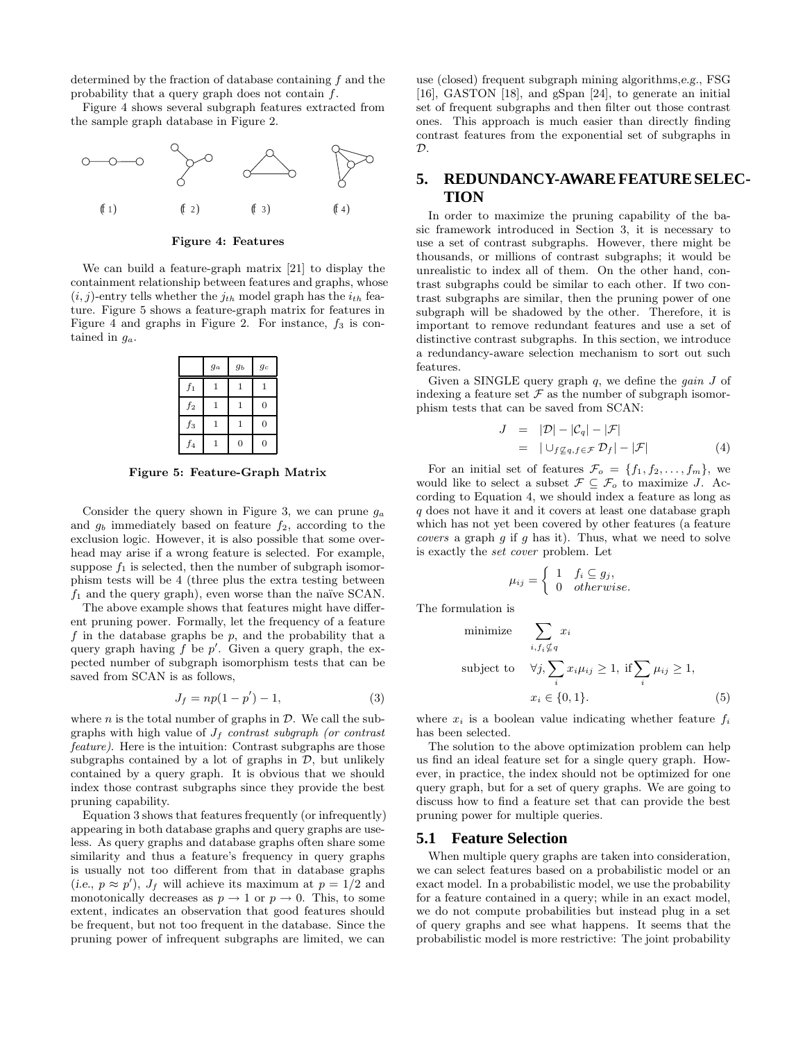determined by the fraction of database containing $f$ and the probability that a query graph does not contain $f$.

Figure 4 shows several subgraph features extracted from the sample graph database in Figure 2.

(f 1)  (f 2)  (f 3)  (f 4)

**Figure 4: Features**

We can build a feature-graph matrix [21] to display the containment relationship between features and graphs, whose $(i, j)$-entry tells whether the $j_{th}$ model graph has the $i_{th}$ feature. Figure 5 shows a feature-graph matrix for features in Figure 4 and graphs in Figure 2. For instance, $f_3$ is contained in $g_a$.

| | $g_a$ | $g_b$ | $g_c$ |
|---|---|---|---|
| $f_1$ | 1 | 1 | 1 |
| $f_2$ | 1 | 1 | 0 |
| $f_3$ | 1 | 1 | 0 |
| $f_4$ | 1 | 0 | 0 |

**Figure 5: Feature-Graph Matrix**

Consider the query shown in Figure 3, we can prune $g_a$ and $g_b$ immediately based on feature $f_2$, according to the exclusion logic. However, it is also possible that some overhead may arise if a wrong feature is selected. For example, suppose $f_1$ is selected, then the number of subgraph isomorphism tests will be 4 (three plus the extra testing between $f_1$ and the query graph), even worse than the naïve SCAN.

The above example shows that features might have different pruning power. Formally, let the frequency of a feature $f$ in the database graphs be $p$, and the probability that a query graph having $f$ be $p'$. Given a query graph, the expected number of subgraph isomorphism tests that can be saved from SCAN is as follows,

$$J_f = np(1 - p') - 1, \tag{3}$$

where $n$ is the total number of graphs in $\mathcal{D}$. We call the subgraphs with high value of $J_f$ *contrast subgraph (or contrast feature)*. Here is the intuition: Contrast subgraphs are those subgraphs contained by a lot of graphs in $\mathcal{D}$, but unlikely contained by a query graph. It is obvious that we should index those contrast subgraphs since they provide the best pruning capability.

Equation 3 shows that features frequently (or infrequently) appearing in both database graphs and query graphs are useless. As query graphs and database graphs often share some similarity and thus a feature's frequency in query graphs is usually not too different from that in database graphs (*i.e.*, $p \approx p'$), $J_f$ will achieve its maximum at $p = 1/2$ and monotonically decreases as $p \to 1$ or $p \to 0$. This, to some extent, indicates an observation that good features should be frequent, but not too frequent in the database. Since the pruning power of infrequent subgraphs are limited, we can use (closed) frequent subgraph mining algorithms,*e.g.*, FSG [16], GASTON [18], and gSpan [24], to generate an initial set of frequent subgraphs and then filter out those contrast ones. This approach is much easier than directly finding contrast features from the exponential set of subgraphs in $\mathcal{D}$.

## 5. REDUNDANCY-AWARE FEATURE SELECTION

In order to maximize the pruning capability of the basic framework introduced in Section 3, it is necessary to use a set of contrast subgraphs. However, there might be thousands, or millions of contrast subgraphs; it would be unrealistic to index all of them. On the other hand, contrast subgraphs could be similar to each other. If two contrast subgraphs are similar, then the pruning power of one subgraph will be shadowed by the other. Therefore, it is important to remove redundant features and use a set of distinctive contrast subgraphs. In this section, we introduce a redundancy-aware selection mechanism to sort out such features.

Given a SINGLE query graph $q$, we define the *gain* $J$ of indexing a feature set $\mathcal{F}$ as the number of subgraph isomorphism tests that can be saved from SCAN:

$$\begin{aligned} J &= |\mathcal{D}| - |\mathcal{C}_q| - |\mathcal{F}| \\ &= |\cup_{f \not\subseteq q, f \in \mathcal{F}} \mathcal{D}_f| - |\mathcal{F}| \end{aligned} \tag{4}$$

For an initial set of features $\mathcal{F}_o = \{f_1, f_2, \ldots, f_m\}$, we would like to select a subset $\mathcal{F} \subseteq \mathcal{F}_o$ to maximize $J$. According to Equation 4, we should index a feature as long as $q$ does not have it and it covers at least one database graph which has not yet been covered by other features (a feature *covers* a graph $g$ if $g$ has it). Thus, what we need to solve is exactly the *set cover* problem. Let

$$\mu_{ij} = \begin{cases} 1 & f_i \subseteq g_j, \\ 0 & otherwise. \end{cases}$$

The formulation is

$$\begin{aligned} \text{minimize} \quad & \sum_{i, f_i \not\subseteq q} x_i \\ \text{subject to} \quad & \forall j, \sum_i x_i \mu_{ij} \geq 1, \text{ if } \sum_i \mu_{ij} \geq 1, \\ & x_i \in \{0, 1\}. \end{aligned} \tag{5}$$

where $x_i$ is a boolean value indicating whether feature $f_i$ has been selected.

The solution to the above optimization problem can help us find an ideal feature set for a single query graph. However, in practice, the index should not be optimized for one query graph, but for a set of query graphs. We are going to discuss how to find a feature set that can provide the best pruning power for multiple queries.

### 5.1 Feature Selection

When multiple query graphs are taken into consideration, we can select features based on a probabilistic model or an exact model. In a probabilistic model, we use the probability for a feature contained in a query; while in an exact model, we do not compute probabilities but instead plug in a set of query graphs and see what happens. It seems that the probabilistic model is more restrictive: The joint probability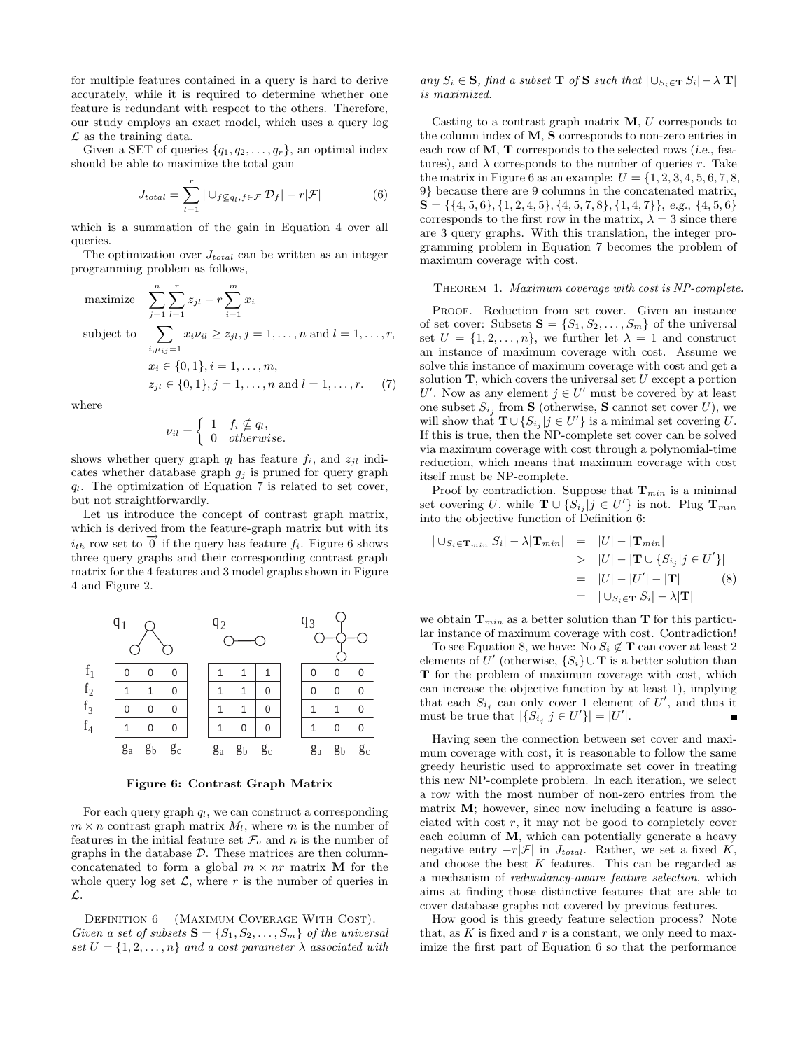for multiple features contained in a query is hard to derive accurately, while it is required to determine whether one feature is redundant with respect to the others. Therefore, our study employs an exact model, which uses a query log $\mathcal{L}$ as the training data.

Given a SET of queries $\{q_1, q_2, \ldots, q_r\}$, an optimal index should be able to maximize the total gain

$$J_{total} = \sum_{l=1}^{r} |\cup_{f \not\subseteq q_l, f \in \mathcal{F}} \mathcal{D}_f| - r|\mathcal{F}| \tag{6}$$

which is a summation of the gain in Equation 4 over all queries.

The optimization over $J_{total}$ can be written as an integer programming problem as follows,

$$\begin{aligned}
\text{maximize} \quad & \sum_{j=1}^{n}\sum_{l=1}^{r} z_{jl} - r\sum_{i=1}^{m} x_i \\
\text{subject to} \quad & \sum_{i,\mu_{ij}=1} x_i \nu_{il} \geq z_{jl}, j = 1, \ldots, n \text{ and } l = 1, \ldots, r, \\
& x_i \in \{0, 1\}, i = 1, \ldots, m, \\
& z_{jl} \in \{0, 1\}, j = 1, \ldots, n \text{ and } l = 1, \ldots, r.
\end{aligned} \tag{7}$$

where

$$\nu_{il} = \begin{cases} 1 & f_i \not\subseteq q_l, \\ 0 & otherwise. \end{cases}$$

shows whether query graph $q_l$ has feature $f_i$, and $z_{jl}$ indicates whether database graph $g_j$ is pruned for query graph $q_l$. The optimization of Equation 7 is related to set cover, but not straightforwardly.

Let us introduce the concept of contrast graph matrix, which is derived from the feature-graph matrix but with its $i_{th}$ row set to $\overrightarrow{0}$ if the query has feature $f_i$. Figure 6 shows three query graphs and their corresponding contrast graph matrix for the 4 features and 3 model graphs shown in Figure 4 and Figure 2.

$q_1$:

| | $g_a$ | $g_b$ | $g_c$ |
|---|---|---|---|
| $f_1$ | 0 | 0 | 0 |
| $f_2$ | 1 | 1 | 0 |
| $f_3$ | 0 | 0 | 0 |
| $f_4$ | 1 | 0 | 0 |

$q_2$:

| | $g_a$ | $g_b$ | $g_c$ |
|---|---|---|---|
| $f_1$ | 1 | 1 | 1 |
| $f_2$ | 1 | 1 | 0 |
| $f_3$ | 1 | 1 | 0 |
| $f_4$ | 1 | 0 | 0 |

$q_3$:

| | $g_a$ | $g_b$ | $g_c$ |
|---|---|---|---|
| $f_1$ | 0 | 0 | 0 |
| $f_2$ | 0 | 0 | 0 |
| $f_3$ | 1 | 1 | 0 |
| $f_4$ | 1 | 0 | 0 |

**Figure 6: Contrast Graph Matrix**

For each query graph $q_l$, we can construct a corresponding $m \times n$ contrast graph matrix $M_l$, where $m$ is the number of features in the initial feature set $\mathcal{F}_o$ and $n$ is the number of graphs in the database $\mathcal{D}$. These matrices are then column-concatenated to form a global $m \times nr$ matrix $\mathbf{M}$ for the whole query log set $\mathcal{L}$, where $r$ is the number of queries in $\mathcal{L}$.

Definition 6 (Maximum Coverage With Cost). *Given a set of subsets $\mathbf{S} = \{S_1, S_2, \ldots, S_m\}$ of the universal set $U = \{1, 2, \ldots, n\}$ and a cost parameter $\lambda$ associated with any $S_i \in \mathbf{S}$, find a subset $\mathbf{T}$ of $\mathbf{S}$ such that $|\cup_{S_i \in \mathbf{T}} S_i| - \lambda|\mathbf{T}|$ is maximized.*

Casting to a contrast graph matrix $\mathbf{M}$, $U$ corresponds to the column index of $\mathbf{M}$, $\mathbf{S}$ corresponds to non-zero entries in each row of $\mathbf{M}$, $\mathbf{T}$ corresponds to the selected rows (*i.e.*, features), and $\lambda$ corresponds to the number of queries $r$. Take the matrix in Figure 6 as an example: $U = \{1, 2, 3, 4, 5, 6, 7, 8, 9\}$ because there are 9 columns in the concatenated matrix, $\mathbf{S} = \{\{4, 5, 6\}, \{1, 2, 4, 5\}, \{4, 5, 7, 8\}, \{1, 4, 7\}\}$, *e.g.*, $\{4, 5, 6\}$ corresponds to the first row in the matrix, $\lambda = 3$ since there are 3 query graphs. With this translation, the integer programming problem in Equation 7 becomes the problem of maximum coverage with cost.

Theorem 1. *Maximum coverage with cost is NP-complete.*

Proof. Reduction from set cover. Given an instance of set cover: Subsets $\mathbf{S} = \{S_1, S_2, \ldots, S_m\}$ of the universal set $U = \{1, 2, \ldots, n\}$, we further let $\lambda = 1$ and construct an instance of maximum coverage with cost. Assume we solve this instance of maximum coverage with cost and get a solution $\mathbf{T}$, which covers the universal set $U$ except a portion $U'$. Now as any element $j \in U'$ must be covered by at least one subset $S_{i_j}$ from $\mathbf{S}$ (otherwise, $\mathbf{S}$ cannot set cover $U$), we will show that $\mathbf{T} \cup \{S_{i_j} | j \in U'\}$ is a minimal set covering $U$. If this is true, then the NP-complete set cover can be solved via maximum coverage with cost through a polynomial-time reduction, which means that maximum coverage with cost itself must be NP-complete.

Proof by contradiction. Suppose that $\mathbf{T}_{min}$ is a minimal set covering $U$, while $\mathbf{T} \cup \{S_{i_j} | j \in U'\}$ is not. Plug $\mathbf{T}_{min}$ into the objective function of Definition 6:

$$\begin{aligned}
|\cup_{S_i \in \mathbf{T}_{min}} S_i| - \lambda|\mathbf{T}_{min}| &= |U| - |\mathbf{T}_{min}| \\
&> |U| - |\mathbf{T} \cup \{S_{i_j} | j \in U'\}| \\
&= |U| - |U'| - |\mathbf{T}| \\
&= |\cup_{S_i \in \mathbf{T}} S_i| - \lambda|\mathbf{T}|
\end{aligned} \tag{8}$$

we obtain $\mathbf{T}_{min}$ as a better solution than $\mathbf{T}$ for this particular instance of maximum coverage with cost. Contradiction!

To see Equation 8, we have: No $S_i \notin \mathbf{T}$ can cover at least 2 elements of $U'$ (otherwise, $\{S_i\} \cup \mathbf{T}$ is a better solution than $\mathbf{T}$ for the problem of maximum coverage with cost, which can increase the objective function by at least 1), implying that each $S_{i_j}$ can only cover 1 element of $U'$, and thus it must be true that $|\{S_{i_j} | j \in U'\}| = |U'|$. ∎

Having seen the connection between set cover and maximum coverage with cost, it is reasonable to follow the same greedy heuristic used to approximate set cover in treating this new NP-complete problem. In each iteration, we select a row with the most number of non-zero entries from the matrix $\mathbf{M}$; however, since now including a feature is associated with cost $r$, it may not be good to completely cover each column of $\mathbf{M}$, which can potentially generate a heavy negative entry $-r|\mathcal{F}|$ in $J_{total}$. Rather, we set a fixed $K$, and choose the best $K$ features. This can be regarded as a mechanism of *redundancy-aware feature selection*, which aims at finding those distinctive features that are able to cover database graphs not covered by previous features.

How good is this greedy feature selection process? Note that, as $K$ is fixed and $r$ is a constant, we only need to maximize the first part of Equation 6 so that the performance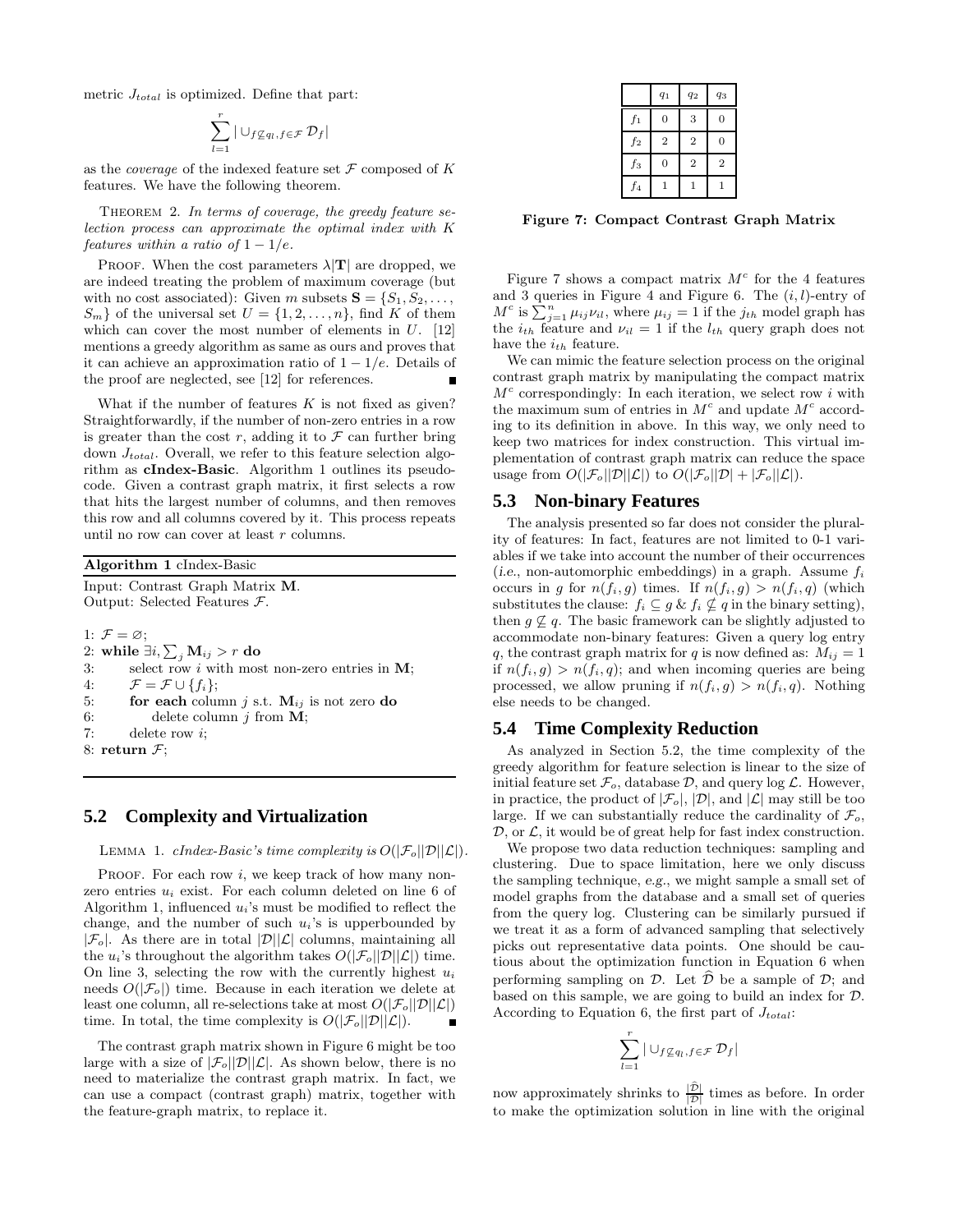metric $J_{total}$ is optimized. Define that part:

$$\sum_{l=1}^{r} | \cup_{f \not\subseteq q_l, f \in \mathcal{F}} \mathcal{D}_f |$$

as the *coverage* of the indexed feature set $\mathcal{F}$ composed of $K$ features. We have the following theorem.

THEOREM 2. *In terms of coverage, the greedy feature selection process can approximate the optimal index with $K$ features within a ratio of $1 - 1/e$.*

PROOF. When the cost parameters $\lambda|\mathbf{T}|$ are dropped, we are indeed treating the problem of maximum coverage (but with no cost associated): Given $m$ subsets $\mathbf{S} = \{S_1, S_2, \ldots, S_m\}$ of the universal set $U = \{1, 2, \ldots, n\}$, find $K$ of them which can cover the most number of elements in $U$. [12] mentions a greedy algorithm as same as ours and proves that it can achieve an approximation ratio of $1 - 1/e$. Details of the proof are neglected, see [12] for references. ■

What if the number of features $K$ is not fixed as given? Straightforwardly, if the number of non-zero entries in a row is greater than the cost $r$, adding it to $\mathcal{F}$ can further bring down $J_{total}$. Overall, we refer to this feature selection algorithm as **cIndex-Basic**. Algorithm 1 outlines its pseudocode. Given a contrast graph matrix, it first selects a row that hits the largest number of columns, and then removes this row and all columns covered by it. This process repeats until no row can cover at least $r$ columns.

**Algorithm 1** cIndex-Basic

Input: Contrast Graph Matrix $\mathbf{M}$.
Output: Selected Features $\mathcal{F}$.

```
1: F = ∅;
2: while ∃i, Σ_j M_ij > r do
3:     select row i with most non-zero entries in M;
4:     F = F ∪ {f_i};
5:     for each column j s.t. M_ij is not zero do
6:         delete column j from M;
7:     delete row i;
8: return F;
```

## 5.2 Complexity and Virtualization

LEMMA 1. *cIndex-Basic's time complexity is $O(|\mathcal{F}_o||\mathcal{D}||\mathcal{L}|)$.*

PROOF. For each row $i$, we keep track of how many non-zero entries $u_i$ exist. For each column deleted on line 6 of Algorithm 1, influenced $u_i$'s must be modified to reflect the change, and the number of such $u_i$'s is upperbounded by $|\mathcal{F}_o|$. As there are in total $|\mathcal{D}||\mathcal{L}|$ columns, maintaining all the $u_i$'s throughout the algorithm takes $O(|\mathcal{F}_o||\mathcal{D}||\mathcal{L}|)$ time. On line 3, selecting the row with the currently highest $u_i$ needs $O(|\mathcal{F}_o|)$ time. Because in each iteration we delete at least one column, all re-selections take at most $O(|\mathcal{F}_o||\mathcal{D}||\mathcal{L}|)$ time. In total, the time complexity is $O(|\mathcal{F}_o||\mathcal{D}||\mathcal{L}|)$. ■

The contrast graph matrix shown in Figure 6 might be too large with a size of $|\mathcal{F}_o||\mathcal{D}||\mathcal{L}|$. As shown below, there is no need to materialize the contrast graph matrix. In fact, we can use a compact (contrast graph) matrix, together with the feature-graph matrix, to replace it.

| | $q_1$ | $q_2$ | $q_3$ |
|---|---|---|---|
| $f_1$ | 0 | 3 | 0 |
| $f_2$ | 2 | 2 | 0 |
| $f_3$ | 0 | 2 | 2 |
| $f_4$ | 1 | 1 | 1 |

**Figure 7: Compact Contrast Graph Matrix**

Figure 7 shows a compact matrix $M^c$ for the 4 features and 3 queries in Figure 4 and Figure 6. The $(i, l)$-entry of $M^c$ is $\sum_{j=1}^{n} \mu_{ij}\nu_{il}$, where $\mu_{ij} = 1$ if the $j_{th}$ model graph has the $i_{th}$ feature and $\nu_{il} = 1$ if the $l_{th}$ query graph does not have the $i_{th}$ feature.

We can mimic the feature selection process on the original contrast graph matrix by manipulating the compact matrix $M^c$ correspondingly: In each iteration, we select row $i$ with the maximum sum of entries in $M^c$ and update $M^c$ according to its definition in above. In this way, we only need to keep two matrices for index construction. This virtual implementation of contrast graph matrix can reduce the space usage from $O(|\mathcal{F}_o||\mathcal{D}||\mathcal{L}|)$ to $O(|\mathcal{F}_o||\mathcal{D}| + |\mathcal{F}_o||\mathcal{L}|)$.

## 5.3 Non-binary Features

The analysis presented so far does not consider the plurality of features: In fact, features are not limited to 0-1 variables if we take into account the number of their occurrences (*i.e.*, non-automorphic embeddings) in a graph. Assume $f_i$ occurs in $g$ for $n(f_i, g)$ times. If $n(f_i, g) > n(f_i, q)$ (which substitutes the clause: $f_i \subseteq g$ & $f_i \not\subseteq q$ in the binary setting), then $g \not\subseteq q$. The basic framework can be slightly adjusted to accommodate non-binary features: Given a query log entry $q$, the contrast graph matrix for $q$ is now defined as: $M_{ij} = 1$ if $n(f_i, g) > n(f_i, q)$; and when incoming queries are being processed, we allow pruning if $n(f_i, g) > n(f_i, q)$. Nothing else needs to be changed.

## 5.4 Time Complexity Reduction

As analyzed in Section 5.2, the time complexity of the greedy algorithm for feature selection is linear to the size of initial feature set $\mathcal{F}_o$, database $\mathcal{D}$, and query log $\mathcal{L}$. However, in practice, the product of $|\mathcal{F}_o|$, $|\mathcal{D}|$, and $|\mathcal{L}|$ may still be too large. If we can substantially reduce the cardinality of $\mathcal{F}_o$, $\mathcal{D}$, or $\mathcal{L}$, it would be of great help for fast index construction.

We propose two data reduction techniques: sampling and clustering. Due to space limitation, here we only discuss the sampling technique, *e.g.*, we might sample a small set of model graphs from the database and a small set of queries from the query log. Clustering can be similarly pursued if we treat it as a form of advanced sampling that selectively picks out representative data points. One should be cautious about the optimization function in Equation 6 when performing sampling on $\mathcal{D}$. Let $\widehat{\mathcal{D}}$ be a sample of $\mathcal{D}$; and based on this sample, we are going to build an index for $\mathcal{D}$. According to Equation 6, the first part of $J_{total}$:

$$\sum_{l=1}^{r} | \cup_{f \not\subseteq q_l, f \in \mathcal{F}} \mathcal{D}_f |$$

now approximately shrinks to $\frac{|\widehat{\mathcal{D}}|}{|\mathcal{D}|}$ times as before. In order to make the optimization solution in line with the original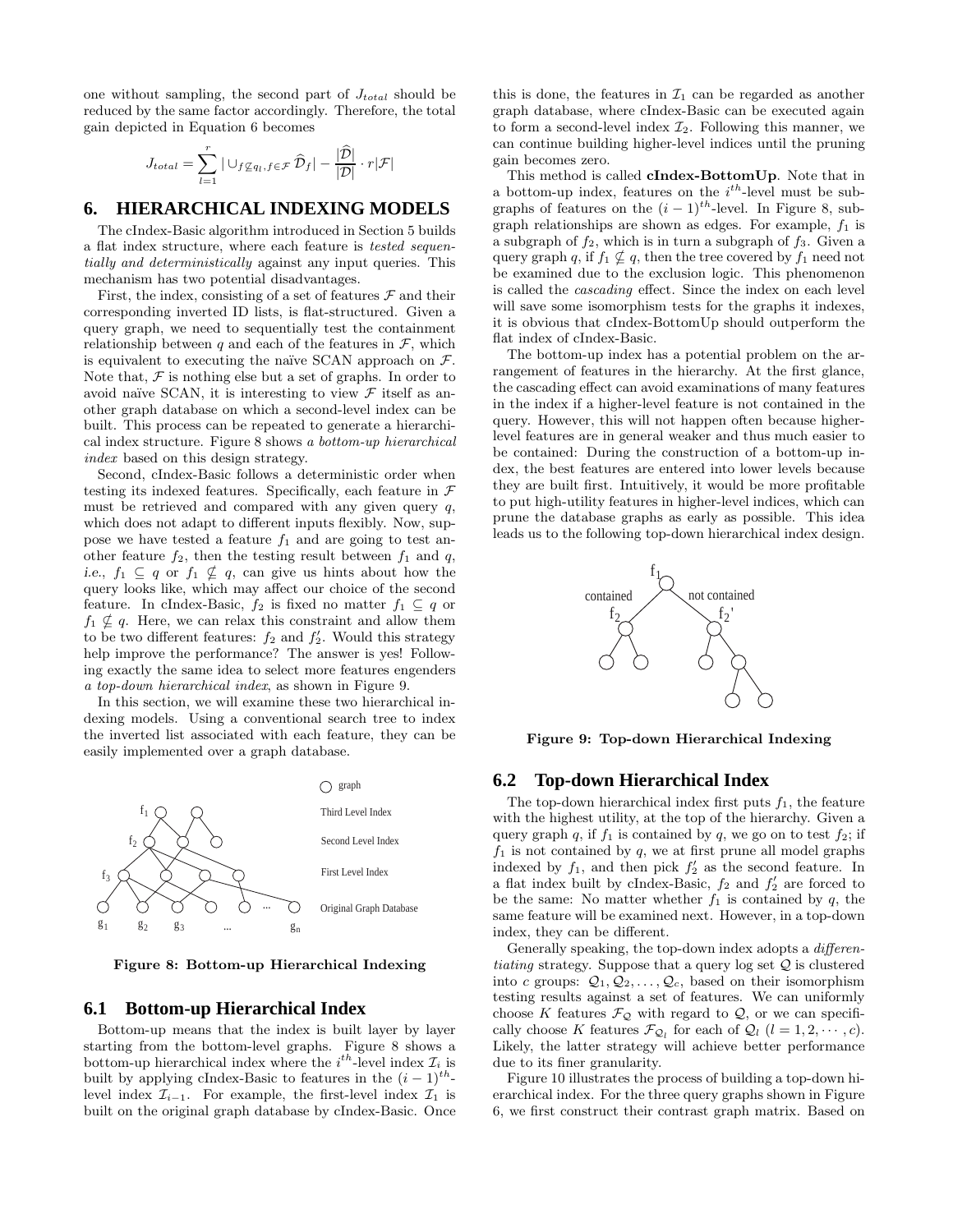one without sampling, the second part of $J_{total}$ should be reduced by the same factor accordingly. Therefore, the total gain depicted in Equation 6 becomes

$$J_{total} = \sum_{l=1}^{r} |\cup_{f \not\subseteq q_l, f \in \mathcal{F}} \widehat{\mathcal{D}}_f| - \frac{|\widehat{\mathcal{D}}|}{|\mathcal{D}|} \cdot r|\mathcal{F}|$$

# 6. HIERARCHICAL INDEXING MODELS

The cIndex-Basic algorithm introduced in Section 5 builds a flat index structure, where each feature is *tested sequentially and deterministically* against any input queries. This mechanism has two potential disadvantages.

First, the index, consisting of a set of features $\mathcal{F}$ and their corresponding inverted ID lists, is flat-structured. Given a query graph, we need to sequentially test the containment relationship between $q$ and each of the features in $\mathcal{F}$, which is equivalent to executing the naïve SCAN approach on $\mathcal{F}$. Note that, $\mathcal{F}$ is nothing else but a set of graphs. In order to avoid naïve SCAN, it is interesting to view $\mathcal{F}$ itself as another graph database on which a second-level index can be built. This process can be repeated to generate a hierarchical index structure. Figure 8 shows *a bottom-up hierarchical index* based on this design strategy.

Second, cIndex-Basic follows a deterministic order when testing its indexed features. Specifically, each feature in $\mathcal{F}$ must be retrieved and compared with any given query $q$, which does not adapt to different inputs flexibly. Now, suppose we have tested a feature $f_1$ and are going to test another feature $f_2$, then the testing result between $f_1$ and $q$, *i.e.*, $f_1 \subseteq q$ or $f_1 \not\subseteq q$, can give us hints about how the query looks like, which may affect our choice of the second feature. In cIndex-Basic, $f_2$ is fixed no matter $f_1 \subseteq q$ or $f_1 \not\subseteq q$. Here, we can relax this constraint and allow them to be two different features: $f_2$ and $f_2'$. Would this strategy help improve the performance? The answer is yes! Following exactly the same idea to select more features engenders *a top-down hierarchical index*, as shown in Figure 9.

In this section, we will examine these two hierarchical indexing models. Using a conventional search tree to index the inverted list associated with each feature, they can be easily implemented over a graph database.

**Figure 8: Bottom-up Hierarchical Indexing**

## 6.1 Bottom-up Hierarchical Index

Bottom-up means that the index is built layer by layer starting from the bottom-level graphs. Figure 8 shows a bottom-up hierarchical index where the $i^{th}$-level index $\mathcal{I}_i$ is built by applying cIndex-Basic to features in the $(i-1)^{th}$-level index $\mathcal{I}_{i-1}$. For example, the first-level index $\mathcal{I}_1$ is built on the original graph database by cIndex-Basic. Once this is done, the features in $\mathcal{I}_1$ can be regarded as another graph database, where cIndex-Basic can be executed again to form a second-level index $\mathcal{I}_2$. Following this manner, we can continue building higher-level indices until the pruning gain becomes zero.

This method is called **cIndex-BottomUp**. Note that in a bottom-up index, features on the $i^{th}$-level must be subgraphs of features on the $(i-1)^{th}$-level. In Figure 8, subgraph relationships are shown as edges. For example, $f_1$ is a subgraph of $f_2$, which is in turn a subgraph of $f_3$. Given a query graph $q$, if $f_1 \not\subseteq q$, then the tree covered by $f_1$ need not be examined due to the exclusion logic. This phenomenon is called the *cascading* effect. Since the index on each level will save some isomorphism tests for the graphs it indexes, it is obvious that cIndex-BottomUp should outperform the flat index of cIndex-Basic.

The bottom-up index has a potential problem on the arrangement of features in the hierarchy. At the first glance, the cascading effect can avoid examinations of many features in the index if a higher-level feature is not contained in the query. However, this will not happen often because higher-level features are in general weaker and thus much easier to be contained: During the construction of a bottom-up index, the best features are entered into lower levels because they are built first. Intuitively, it would be more profitable to put high-utility features in higher-level indices, which can prune the database graphs as early as possible. This idea leads us to the following top-down hierarchical index design.

**Figure 9: Top-down Hierarchical Indexing**

## 6.2 Top-down Hierarchical Index

The top-down hierarchical index first puts $f_1$, the feature with the highest utility, at the top of the hierarchy. Given a query graph $q$, if $f_1$ is contained by $q$, we go on to test $f_2$; if $f_1$ is not contained by $q$, we at first prune all model graphs indexed by $f_1$, and then pick $f_2'$ as the second feature. In a flat index built by cIndex-Basic, $f_2$ and $f_2'$ are forced to be the same: No matter whether $f_1$ is contained by $q$, the same feature will be examined next. However, in a top-down index, they can be different.

Generally speaking, the top-down index adopts a *differentiating* strategy. Suppose that a query log set $\mathcal{Q}$ is clustered into $c$ groups: $\mathcal{Q}_1, \mathcal{Q}_2, \ldots, \mathcal{Q}_c$, based on their isomorphism testing results against a set of features. We can uniformly choose $K$ features $\mathcal{F}_{\mathcal{Q}}$ with regard to $\mathcal{Q}$, or we can specifically choose $K$ features $\mathcal{F}_{\mathcal{Q}_l}$ for each of $\mathcal{Q}_l$ ($l = 1, 2, \cdots, c$). Likely, the latter strategy will achieve better performance due to its finer granularity.

Figure 10 illustrates the process of building a top-down hierarchical index. For the three query graphs shown in Figure 6, we first construct their contrast graph matrix. Based on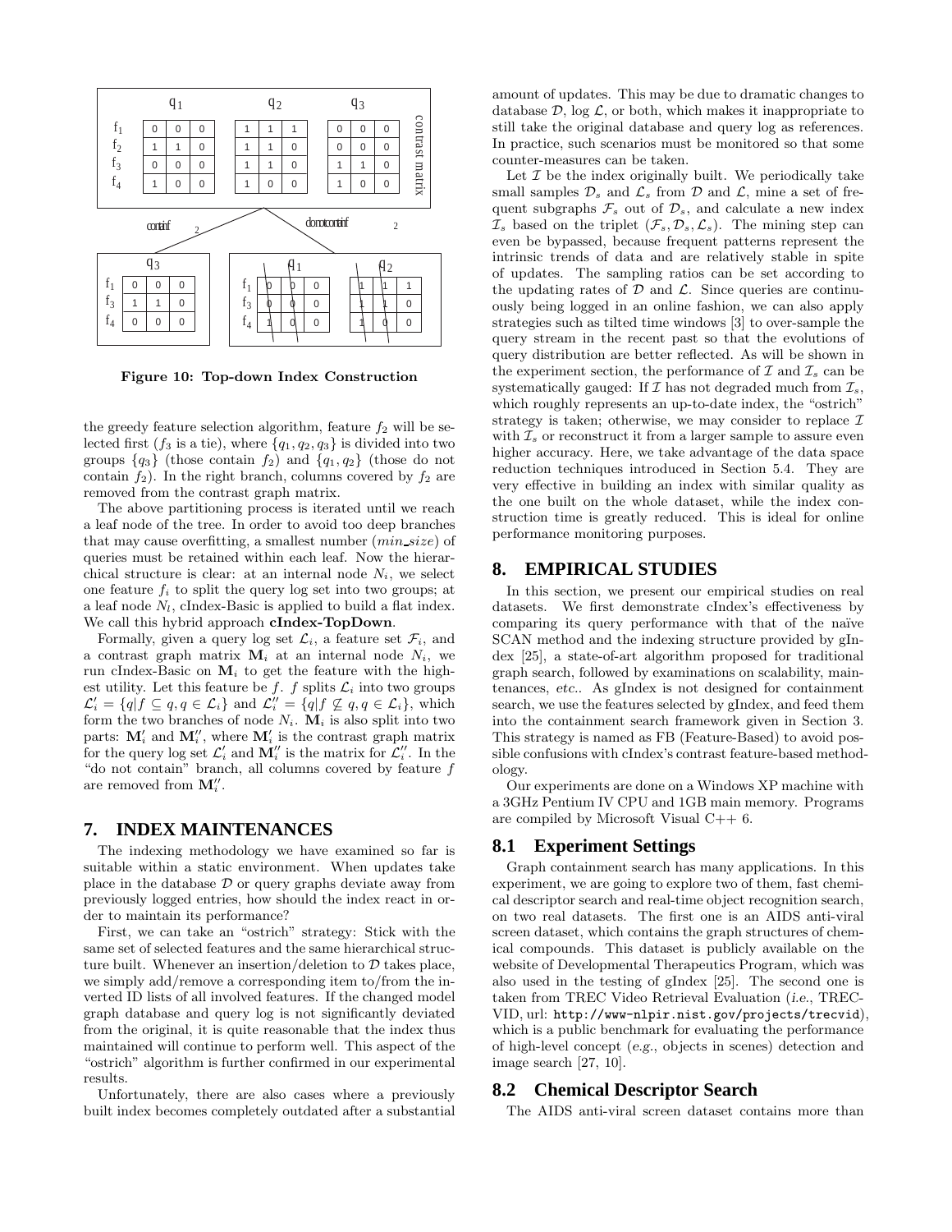Figure 10: Top-down Index Construction

the greedy feature selection algorithm, feature $f_2$ will be selected first ($f_3$ is a tie), where $\{q_1, q_2, q_3\}$ is divided into two groups $\{q_3\}$ (those contain $f_2$) and $\{q_1, q_2\}$ (those do not contain $f_2$). In the right branch, columns covered by $f_2$ are removed from the contrast graph matrix.

The above partitioning process is iterated until we reach a leaf node of the tree. In order to avoid too deep branches that may cause overfitting, a smallest number ($min\_size$) of queries must be retained within each leaf. Now the hierarchical structure is clear: at an internal node $N_i$, we select one feature $f_i$ to split the query log set into two groups; at a leaf node $N_l$, cIndex-Basic is applied to build a flat index. We call this hybrid approach **cIndex-TopDown**.

Formally, given a query log set $\mathcal{L}_i$, a feature set $\mathcal{F}_i$, and a contrast graph matrix $\mathbf{M}_i$ at an internal node $N_i$, we run cIndex-Basic on $\mathbf{M}_i$ to get the feature with the highest utility. Let this feature be $f$. $f$ splits $\mathcal{L}_i$ into two groups $\mathcal{L}'_i = \{q | f \subseteq q, q \in \mathcal{L}_i\}$ and $\mathcal{L}''_i = \{q | f \nsubseteq q, q \in \mathcal{L}_i\}$, which form the two branches of node $N_i$. $\mathbf{M}_i$ is also split into two parts: $\mathbf{M}'_i$ and $\mathbf{M}''_i$, where $\mathbf{M}'_i$ is the contrast graph matrix for the query log set $\mathcal{L}'_i$ and $\mathbf{M}''_i$ is the matrix for $\mathcal{L}''_i$. In the "do not contain" branch, all columns covered by feature $f$ are removed from $\mathbf{M}''_i$.

## 7. INDEX MAINTENANCES

The indexing methodology we have examined so far is suitable within a static environment. When updates take place in the database $\mathcal{D}$ or query graphs deviate away from previously logged entries, how should the index react in order to maintain its performance?

First, we can take an "ostrich" strategy: Stick with the same set of selected features and the same hierarchical structure built. Whenever an insertion/deletion to $\mathcal{D}$ takes place, we simply add/remove a corresponding item to/from the inverted ID lists of all involved features. If the changed model graph database and query log is not significantly deviated from the original, it is quite reasonable that the index thus maintained will continue to perform well. This aspect of the "ostrich" algorithm is further confirmed in our experimental results.

Unfortunately, there are also cases where a previously built index becomes completely outdated after a substantial amount of updates. This may be due to dramatic changes to database $\mathcal{D}$, log $\mathcal{L}$, or both, which makes it inappropriate to still take the original database and query log as references. In practice, such scenarios must be monitored so that some counter-measures can be taken.

Let $\mathcal{I}$ be the index originally built. We periodically take small samples $\mathcal{D}_s$ and $\mathcal{L}_s$ from $\mathcal{D}$ and $\mathcal{L}$, mine a set of frequent subgraphs $\mathcal{F}_s$ out of $\mathcal{D}_s$, and calculate a new index $\mathcal{I}_s$ based on the triplet $(\mathcal{F}_s, \mathcal{D}_s, \mathcal{L}_s)$. The mining step can even be bypassed, because frequent patterns represent the intrinsic trends of data and are relatively stable in spite of updates. The sampling ratios can be set according to the updating rates of $\mathcal{D}$ and $\mathcal{L}$. Since queries are continuously being logged in an online fashion, we can also apply strategies such as tilted time windows [3] to over-sample the query stream in the recent past so that the evolutions of query distribution are better reflected. As will be shown in the experiment section, the performance of $\mathcal{I}$ and $\mathcal{I}_s$ can be systematically gauged: If $\mathcal{I}$ has not degraded much from $\mathcal{I}_s$, which roughly represents an up-to-date index, the "ostrich" strategy is taken; otherwise, we may consider to replace $\mathcal{I}$ with $\mathcal{I}_s$ or reconstruct it from a larger sample to assure even higher accuracy. Here, we take advantage of the data space reduction techniques introduced in Section 5.4. They are very effective in building an index with similar quality as the one built on the whole dataset, while the index construction time is greatly reduced. This is ideal for online performance monitoring purposes.

## 8. EMPIRICAL STUDIES

In this section, we present our empirical studies on real datasets. We first demonstrate cIndex's effectiveness by comparing its query performance with that of the naïve SCAN method and the indexing structure provided by gIndex [25], a state-of-art algorithm proposed for traditional graph search, followed by examinations on scalability, maintenances, *etc.*. As gIndex is not designed for containment search, we use the features selected by gIndex, and feed them into the containment search framework given in Section 3. This strategy is named as FB (Feature-Based) to avoid possible confusions with cIndex's contrast feature-based methodology.

Our experiments are done on a Windows XP machine with a 3GHz Pentium IV CPU and 1GB main memory. Programs are compiled by Microsoft Visual C++ 6.

### 8.1 Experiment Settings

Graph containment search has many applications. In this experiment, we are going to explore two of them, fast chemical descriptor search and real-time object recognition search, on two real datasets. The first one is an AIDS anti-viral screen dataset, which contains the graph structures of chemical compounds. This dataset is publicly available on the website of Developmental Therapeutics Program, which was also used in the testing of gIndex [25]. The second one is taken from TREC Video Retrieval Evaluation (*i.e.*, TREC-VID, url: `http://www-nlpir.nist.gov/projects/trecvid`), which is a public benchmark for evaluating the performance of high-level concept (*e.g.*, objects in scenes) detection and image search [27, 10].

### 8.2 Chemical Descriptor Search

The AIDS anti-viral screen dataset contains more than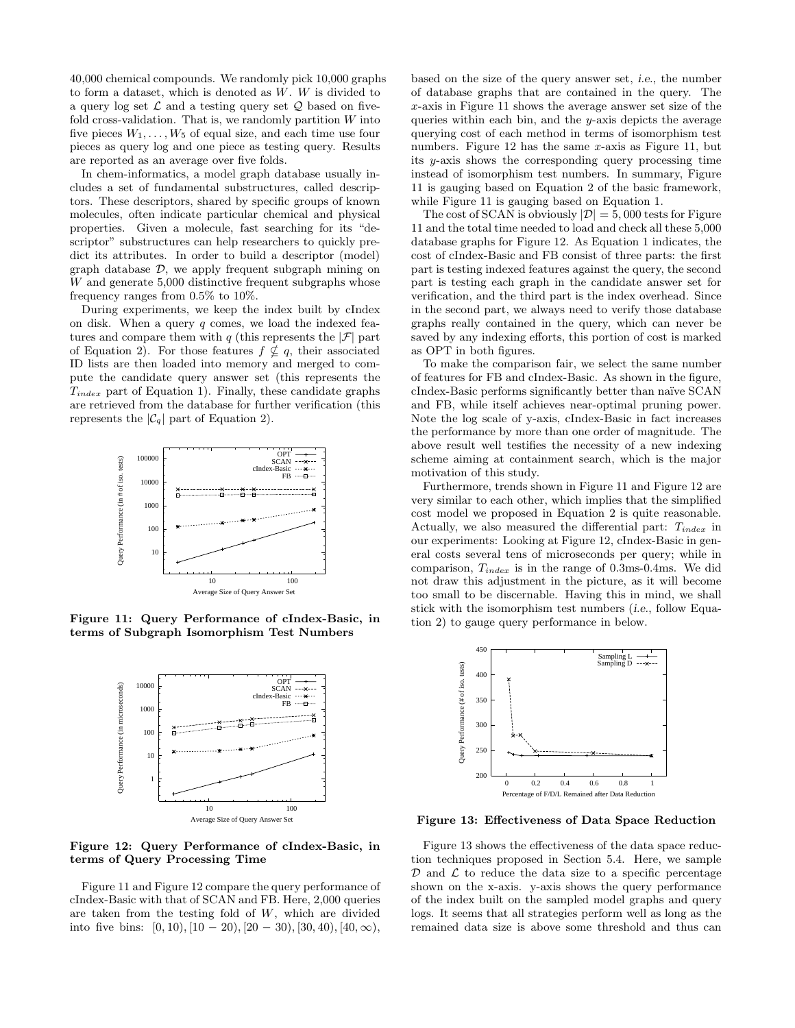40,000 chemical compounds. We randomly pick 10,000 graphs to form a dataset, which is denoted as $W$. $W$ is divided to a query log set $\mathcal{L}$ and a testing query set $\mathcal{Q}$ based on five-fold cross-validation. That is, we randomly partition $W$ into five pieces $W_1, \ldots, W_5$ of equal size, and each time use four pieces as query log and one piece as testing query. Results are reported as an average over five folds.

In chem-informatics, a model graph database usually includes a set of fundamental substructures, called descriptors. These descriptors, shared by specific groups of known molecules, often indicate particular chemical and physical properties. Given a molecule, fast searching for its "descriptor" substructures can help researchers to quickly predict its attributes. In order to build a descriptor (model) graph database $\mathcal{D}$, we apply frequent subgraph mining on $W$ and generate 5,000 distinctive frequent subgraphs whose frequency ranges from 0.5% to 10%.

During experiments, we keep the index built by cIndex on disk. When a query $q$ comes, we load the indexed features and compare them with $q$ (this represents the $|\mathcal{F}|$ part of Equation 2). For those features $f \nsubseteq q$, their associated ID lists are then loaded into memory and merged to compute the candidate query answer set (this represents the $T_{index}$ part of Equation 1). Finally, these candidate graphs are retrieved from the database for further verification (this represents the $|\mathcal{C}_q|$ part of Equation 2).

**Figure 11: Query Performance of cIndex-Basic, in terms of Subgraph Isomorphism Test Numbers**

**Figure 12: Query Performance of cIndex-Basic, in terms of Query Processing Time**

Figure 11 and Figure 12 compare the query performance of cIndex-Basic with that of SCAN and FB. Here, 2,000 queries are taken from the testing fold of $W$, which are divided into five bins: $[0, 10), [10-20), [20-30), [30, 40), [40, \infty)$, based on the size of the query answer set, *i.e.*, the number of database graphs that are contained in the query. The $x$-axis in Figure 11 shows the average answer set size of the queries within each bin, and the $y$-axis depicts the average querying cost of each method in terms of isomorphism test numbers. Figure 12 has the same $x$-axis as Figure 11, but its $y$-axis shows the corresponding query processing time instead of isomorphism test numbers. In summary, Figure 11 is gauging based on Equation 2 of the basic framework, while Figure 11 is gauging based on Equation 1.

The cost of SCAN is obviously $|\mathcal{D}| = 5,000$ tests for Figure 11 and the total time needed to load and check all these 5,000 database graphs for Figure 12. As Equation 1 indicates, the cost of cIndex-Basic and FB consist of three parts: the first part is testing indexed features against the query, the second part is testing each graph in the candidate answer set for verification, and the third part is the index overhead. Since in the second part, we always need to verify those database graphs really contained in the query, which can never be saved by any indexing efforts, this portion of cost is marked as OPT in both figures.

To make the comparison fair, we select the same number of features for FB and cIndex-Basic. As shown in the figure, cIndex-Basic performs significantly better than naïve SCAN and FB, while itself achieves near-optimal pruning power. Note the log scale of y-axis, cIndex-Basic in fact increases the performance by more than one order of magnitude. The above result well testifies the necessity of a new indexing scheme aiming at containment search, which is the major motivation of this study.

Furthermore, trends shown in Figure 11 and Figure 12 are very similar to each other, which implies that the simplified cost model we proposed in Equation 2 is quite reasonable. Actually, we also measured the differential part: $T_{index}$ in our experiments: Looking at Figure 12, cIndex-Basic in general costs several tens of microseconds per query; while in comparison, $T_{index}$ is in the range of 0.3ms-0.4ms. We did not draw this adjustment in the picture, as it will become too small to be discernable. Having this in mind, we shall stick with the isomorphism test numbers (*i.e.*, follow Equation 2) to gauge query performance in below.

**Figure 13: Effectiveness of Data Space Reduction**

Figure 13 shows the effectiveness of the data space reduction techniques proposed in Section 5.4. Here, we sample $\mathcal{D}$ and $\mathcal{L}$ to reduce the data size to a specific percentage shown on the x-axis. y-axis shows the query performance of the index built on the sampled model graphs and query logs. It seems that all strategies perform well as long as the remained data size is above some threshold and thus can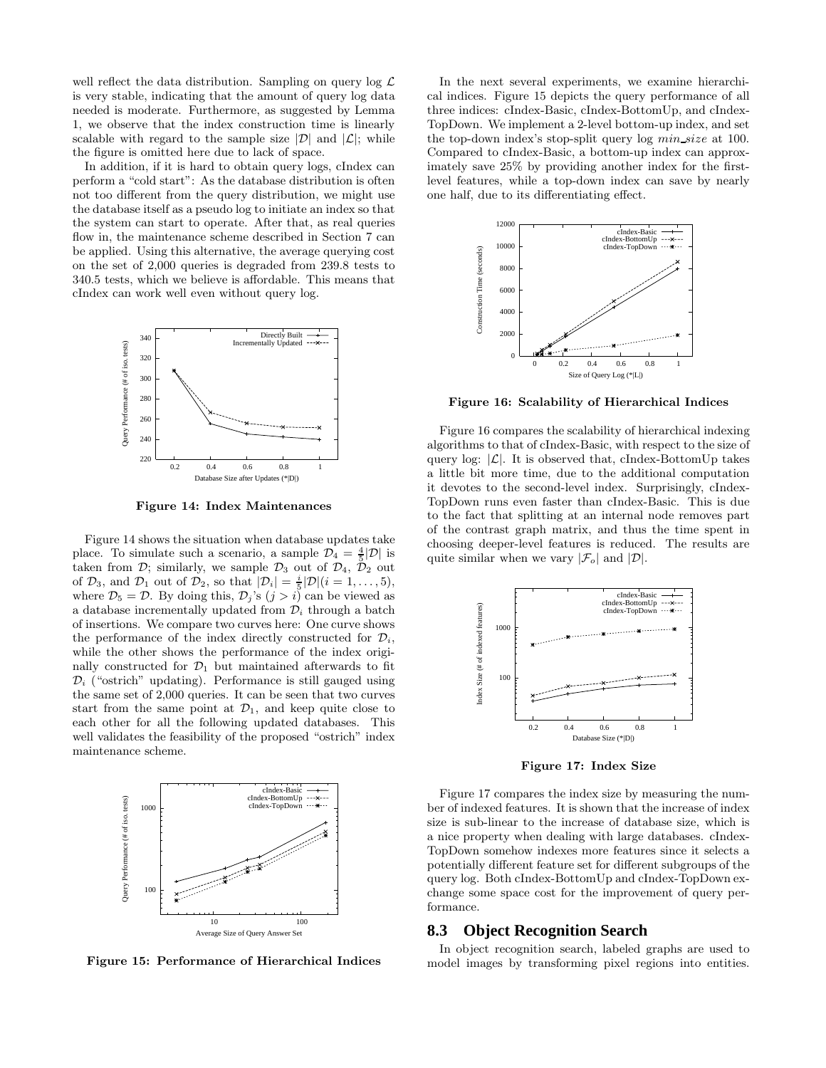well reflect the data distribution. Sampling on query log $\mathcal{L}$ is very stable, indicating that the amount of query log data needed is moderate. Furthermore, as suggested by Lemma 1, we observe that the index construction time is linearly scalable with regard to the sample size $|\mathcal{D}|$ and $|\mathcal{L}|$; while the figure is omitted here due to lack of space.

In addition, if it is hard to obtain query logs, cIndex can perform a "cold start": As the database distribution is often not too different from the query distribution, we might use the database itself as a pseudo log to initiate an index so that the system can start to operate. After that, as real queries flow in, the maintenance scheme described in Section 7 can be applied. Using this alternative, the average querying cost on the set of 2,000 queries is degraded from 239.8 tests to 340.5 tests, which we believe is affordable. This means that cIndex can work well even without query log.

**Figure 14: Index Maintenances**

Figure 14 shows the situation when database updates take place. To simulate such a scenario, a sample $\mathcal{D}_4 = \frac{4}{5}|\mathcal{D}|$ is taken from $\mathcal{D}$; similarly, we sample $\mathcal{D}_3$ out of $\mathcal{D}_4$, $\mathcal{D}_2$ out of $\mathcal{D}_3$, and $\mathcal{D}_1$ out of $\mathcal{D}_2$, so that $|\mathcal{D}_i| = \frac{i}{5}|\mathcal{D}|(i = 1, \ldots, 5)$, where $\mathcal{D}_5 = \mathcal{D}$. By doing this, $\mathcal{D}_j$'s $(j > i)$ can be viewed as a database incrementally updated from $\mathcal{D}_i$ through a batch of insertions. We compare two curves here: One curve shows the performance of the index directly constructed for $\mathcal{D}_i$, while the other shows the performance of the index originally constructed for $\mathcal{D}_1$ but maintained afterwards to fit $\mathcal{D}_i$ ("ostrich" updating). Performance is still gauged using the same set of 2,000 queries. It can be seen that two curves start from the same point at $\mathcal{D}_1$, and keep quite close to each other for all the following updated databases. This well validates the feasibility of the proposed "ostrich" index maintenance scheme.

**Figure 15: Performance of Hierarchical Indices**

In the next several experiments, we examine hierarchical indices. Figure 15 depicts the query performance of all three indices: cIndex-Basic, cIndex-BottomUp, and cIndex-TopDown. We implement a 2-level bottom-up index, and set the top-down index's stop-split query log *min_size* at 100. Compared to cIndex-Basic, a bottom-up index can approximately save 25% by providing another index for the first-level features, while a top-down index can save by nearly one half, due to its differentiating effect.

**Figure 16: Scalability of Hierarchical Indices**

Figure 16 compares the scalability of hierarchical indexing algorithms to that of cIndex-Basic, with respect to the size of query log: $|\mathcal{L}|$. It is observed that, cIndex-BottomUp takes a little bit more time, due to the additional computation it devotes to the second-level index. Surprisingly, cIndex-TopDown runs even faster than cIndex-Basic. This is due to the fact that splitting at an internal node removes part of the contrast graph matrix, and thus the time spent in choosing deeper-level features is reduced. The results are quite similar when we vary $|\mathcal{F}_o|$ and $|\mathcal{D}|$.

**Figure 17: Index Size**

Figure 17 compares the index size by measuring the number of indexed features. It is shown that the increase of index size is sub-linear to the increase of database size, which is a nice property when dealing with large databases. cIndex-TopDown somehow indexes more features since it selects a potentially different feature set for different subgroups of the query log. Both cIndex-BottomUp and cIndex-TopDown exchange some space cost for the improvement of query performance.

## 8.3 Object Recognition Search

In object recognition search, labeled graphs are used to model images by transforming pixel regions into entities.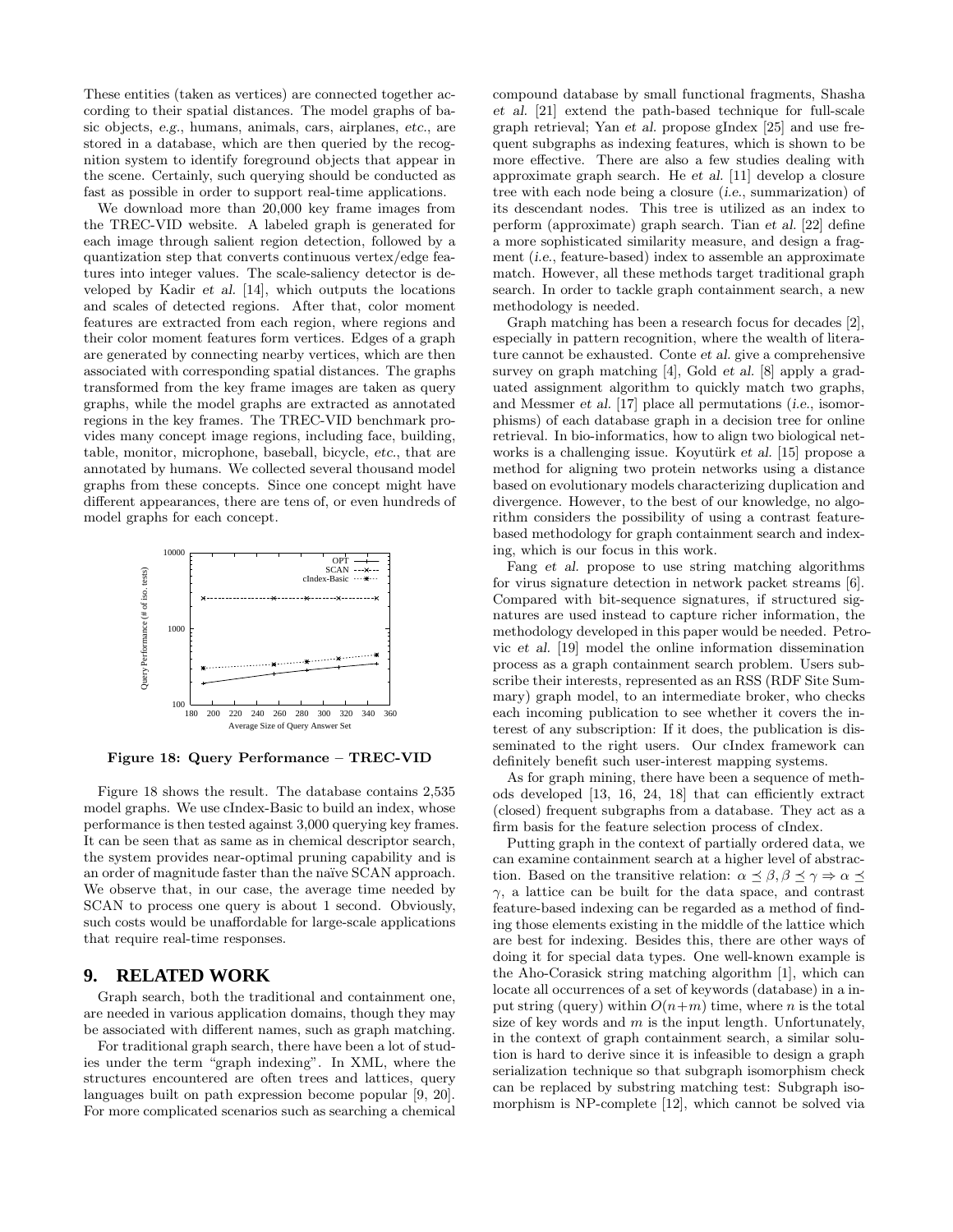These entities (taken as vertices) are connected together according to their spatial distances. The model graphs of basic objects, *e.g.*, humans, animals, cars, airplanes, *etc.*, are stored in a database, which are then queried by the recognition system to identify foreground objects that appear in the scene. Certainly, such querying should be conducted as fast as possible in order to support real-time applications.

We download more than 20,000 key frame images from the TREC-VID website. A labeled graph is generated for each image through salient region detection, followed by a quantization step that converts continuous vertex/edge features into integer values. The scale-saliency detector is developed by Kadir *et al.* [14], which outputs the locations and scales of detected regions. After that, color moment features are extracted from each region, where regions and their color moment features form vertices. Edges of a graph are generated by connecting nearby vertices, which are then associated with corresponding spatial distances. The graphs transformed from the key frame images are taken as query graphs, while the model graphs are extracted as annotated regions in the key frames. The TREC-VID benchmark provides many concept image regions, including face, building, table, monitor, microphone, baseball, bicycle, *etc.*, that are annotated by humans. We collected several thousand model graphs from these concepts. Since one concept might have different appearances, there are tens of, or even hundreds of model graphs for each concept.

**Figure 18: Query Performance – TREC-VID**

Figure 18 shows the result. The database contains 2,535 model graphs. We use cIndex-Basic to build an index, whose performance is then tested against 3,000 querying key frames. It can be seen that as same as in chemical descriptor search, the system provides near-optimal pruning capability and is an order of magnitude faster than the naïve SCAN approach. We observe that, in our case, the average time needed by SCAN to process one query is about 1 second. Obviously, such costs would be unaffordable for large-scale applications that require real-time responses.

## 9. RELATED WORK

Graph search, both the traditional and containment one, are needed in various application domains, though they may be associated with different names, such as graph matching.

For traditional graph search, there have been a lot of studies under the term "graph indexing". In XML, where the structures encountered are often trees and lattices, query languages built on path expression become popular [9, 20]. For more complicated scenarios such as searching a chemical compound database by small functional fragments, Shasha *et al.* [21] extend the path-based technique for full-scale graph retrieval; Yan *et al.* propose gIndex [25] and use frequent subgraphs as indexing features, which is shown to be more effective. There are also a few studies dealing with approximate graph search. He *et al.* [11] develop a closure tree with each node being a closure (*i.e.*, summarization) of its descendant nodes. This tree is utilized as an index to perform (approximate) graph search. Tian *et al.* [22] define a more sophisticated similarity measure, and design a fragment (*i.e.*, feature-based) index to assemble an approximate match. However, all these methods target traditional graph search. In order to tackle graph containment search, a new methodology is needed.

Graph matching has been a research focus for decades [2], especially in pattern recognition, where the wealth of literature cannot be exhausted. Conte *et al.* give a comprehensive survey on graph matching [4], Gold *et al.* [8] apply a graduated assignment algorithm to quickly match two graphs, and Messmer *et al.* [17] place all permutations (*i.e.*, isomorphisms) of each database graph in a decision tree for online retrieval. In bio-informatics, how to align two biological networks is a challenging issue. Koyutürk *et al.* [15] propose a method for aligning two protein networks using a distance based on evolutionary models characterizing duplication and divergence. However, to the best of our knowledge, no algorithm considers the possibility of using a contrast feature-based methodology for graph containment search and indexing, which is our focus in this work.

Fang *et al.* propose to use string matching algorithms for virus signature detection in network packet streams [6]. Compared with bit-sequence signatures, if structured signatures are used instead to capture richer information, the methodology developed in this paper would be needed. Petrovic *et al.* [19] model the online information dissemination process as a graph containment search problem. Users subscribe their interests, represented as an RSS (RDF Site Summary) graph model, to an intermediate broker, who checks each incoming publication to see whether it covers the interest of any subscription: If it does, the publication is disseminated to the right users. Our cIndex framework can definitely benefit such user-interest mapping systems.

As for graph mining, there have been a sequence of methods developed [13, 16, 24, 18] that can efficiently extract (closed) frequent subgraphs from a database. They act as a firm basis for the feature selection process of cIndex.

Putting graph in the context of partially ordered data, we can examine containment search at a higher level of abstraction. Based on the transitive relation: $\alpha \preceq \beta, \beta \preceq \gamma \Rightarrow \alpha \preceq \gamma$, a lattice can be built for the data space, and contrast feature-based indexing can be regarded as a method of finding those elements existing in the middle of the lattice which are best for indexing. Besides this, there are other ways of doing it for special data types. One well-known example is the Aho-Corasick string matching algorithm [1], which can locate all occurrences of a set of keywords (database) in a input string (query) within $O(n+m)$ time, where $n$ is the total size of key words and $m$ is the input length. Unfortunately, in the context of graph containment search, a similar solution is hard to derive since it is infeasible to design a graph serialization technique so that subgraph isomorphism check can be replaced by substring matching test: Subgraph isomorphism is NP-complete [12], which cannot be solved via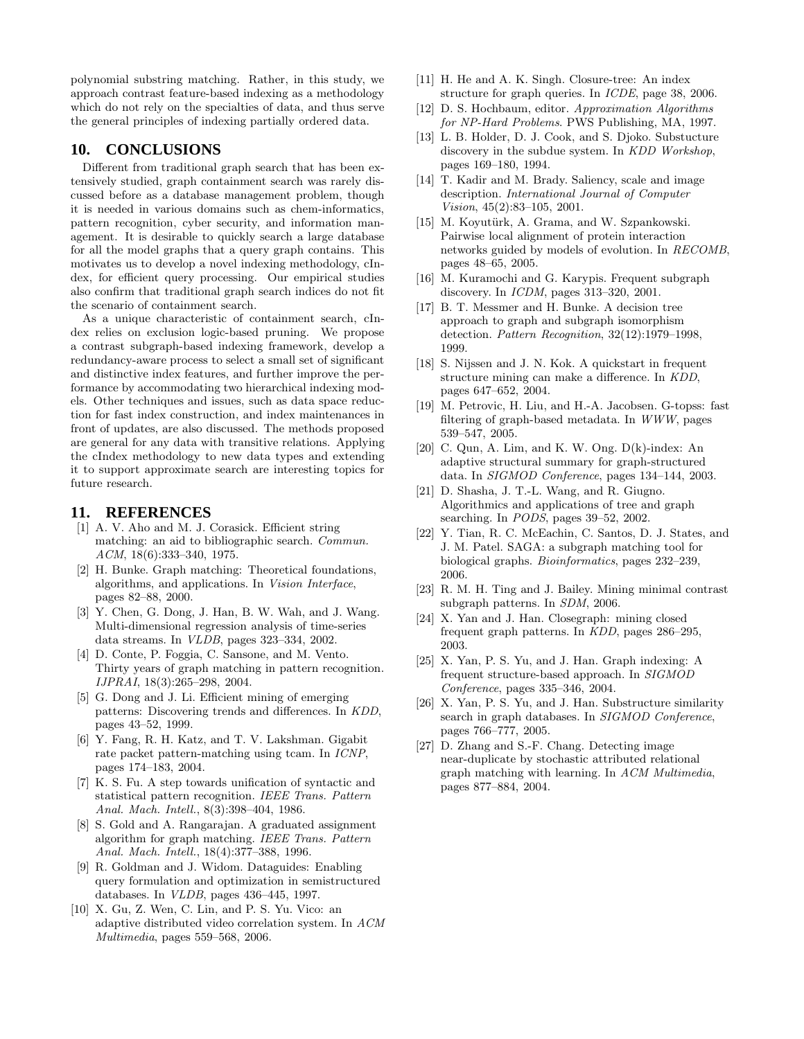polynomial substring matching. Rather, in this study, we approach contrast feature-based indexing as a methodology which do not rely on the specialties of data, and thus serve the general principles of indexing partially ordered data.

## 10. CONCLUSIONS

Different from traditional graph search that has been extensively studied, graph containment search was rarely discussed before as a database management problem, though it is needed in various domains such as chem-informatics, pattern recognition, cyber security, and information management. It is desirable to quickly search a large database for all the model graphs that a query graph contains. This motivates us to develop a novel indexing methodology, cIndex, for efficient query processing. Our empirical studies also confirm that traditional graph search indices do not fit the scenario of containment search.

As a unique characteristic of containment search, cIndex relies on exclusion logic-based pruning. We propose a contrast subgraph-based indexing framework, develop a redundancy-aware process to select a small set of significant and distinctive index features, and further improve the performance by accommodating two hierarchical indexing models. Other techniques and issues, such as data space reduction for fast index construction, and index maintenances in front of updates, are also discussed. The methods proposed are general for any data with transitive relations. Applying the cIndex methodology to new data types and extending it to support approximate search are interesting topics for future research.

## 11. REFERENCES

[1] A. V. Aho and M. J. Corasick. Efficient string matching: an aid to bibliographic search. *Commun. ACM*, 18(6):333–340, 1975.

[2] H. Bunke. Graph matching: Theoretical foundations, algorithms, and applications. In *Vision Interface*, pages 82–88, 2000.

[3] Y. Chen, G. Dong, J. Han, B. W. Wah, and J. Wang. Multi-dimensional regression analysis of time-series data streams. In *VLDB*, pages 323–334, 2002.

[4] D. Conte, P. Foggia, C. Sansone, and M. Vento. Thirty years of graph matching in pattern recognition. *IJPRAI*, 18(3):265–298, 2004.

[5] G. Dong and J. Li. Efficient mining of emerging patterns: Discovering trends and differences. In *KDD*, pages 43–52, 1999.

[6] Y. Fang, R. H. Katz, and T. V. Lakshman. Gigabit rate packet pattern-matching using tcam. In *ICNP*, pages 174–183, 2004.

[7] K. S. Fu. A step towards unification of syntactic and statistical pattern recognition. *IEEE Trans. Pattern Anal. Mach. Intell.*, 8(3):398–404, 1986.

[8] S. Gold and A. Rangarajan. A graduated assignment algorithm for graph matching. *IEEE Trans. Pattern Anal. Mach. Intell.*, 18(4):377–388, 1996.

[9] R. Goldman and J. Widom. Dataguides: Enabling query formulation and optimization in semistructured databases. In *VLDB*, pages 436–445, 1997.

[10] X. Gu, Z. Wen, C. Lin, and P. S. Yu. Vico: an adaptive distributed video correlation system. In *ACM Multimedia*, pages 559–568, 2006.

[11] H. He and A. K. Singh. Closure-tree: An index structure for graph queries. In *ICDE*, page 38, 2006.

[12] D. S. Hochbaum, editor. *Approximation Algorithms for NP-Hard Problems*. PWS Publishing, MA, 1997.

[13] L. B. Holder, D. J. Cook, and S. Djoko. Substucture discovery in the subdue system. In *KDD Workshop*, pages 169–180, 1994.

[14] T. Kadir and M. Brady. Saliency, scale and image description. *International Journal of Computer Vision*, 45(2):83–105, 2001.

[15] M. Koyutürk, A. Grama, and W. Szpankowski. Pairwise local alignment of protein interaction networks guided by models of evolution. In *RECOMB*, pages 48–65, 2005.

[16] M. Kuramochi and G. Karypis. Frequent subgraph discovery. In *ICDM*, pages 313–320, 2001.

[17] B. T. Messmer and H. Bunke. A decision tree approach to graph and subgraph isomorphism detection. *Pattern Recognition*, 32(12):1979–1998, 1999.

[18] S. Nijssen and J. N. Kok. A quickstart in frequent structure mining can make a difference. In *KDD*, pages 647–652, 2004.

[19] M. Petrovic, H. Liu, and H.-A. Jacobsen. G-topss: fast filtering of graph-based metadata. In *WWW*, pages 539–547, 2005.

[20] C. Qun, A. Lim, and K. W. Ong. D(k)-index: An adaptive structural summary for graph-structured data. In *SIGMOD Conference*, pages 134–144, 2003.

[21] D. Shasha, J. T.-L. Wang, and R. Giugno. Algorithmics and applications of tree and graph searching. In *PODS*, pages 39–52, 2002.

[22] Y. Tian, R. C. McEachin, C. Santos, D. J. States, and J. M. Patel. SAGA: a subgraph matching tool for biological graphs. *Bioinformatics*, pages 232–239, 2006.

[23] R. M. H. Ting and J. Bailey. Mining minimal contrast subgraph patterns. In *SDM*, 2006.

[24] X. Yan and J. Han. Closegraph: mining closed frequent graph patterns. In *KDD*, pages 286–295, 2003.

[25] X. Yan, P. S. Yu, and J. Han. Graph indexing: A frequent structure-based approach. In *SIGMOD Conference*, pages 335–346, 2004.

[26] X. Yan, P. S. Yu, and J. Han. Substructure similarity search in graph databases. In *SIGMOD Conference*, pages 766–777, 2005.

[27] D. Zhang and S.-F. Chang. Detecting image near-duplicate by stochastic attributed relational graph matching with learning. In *ACM Multimedia*, pages 877–884, 2004.